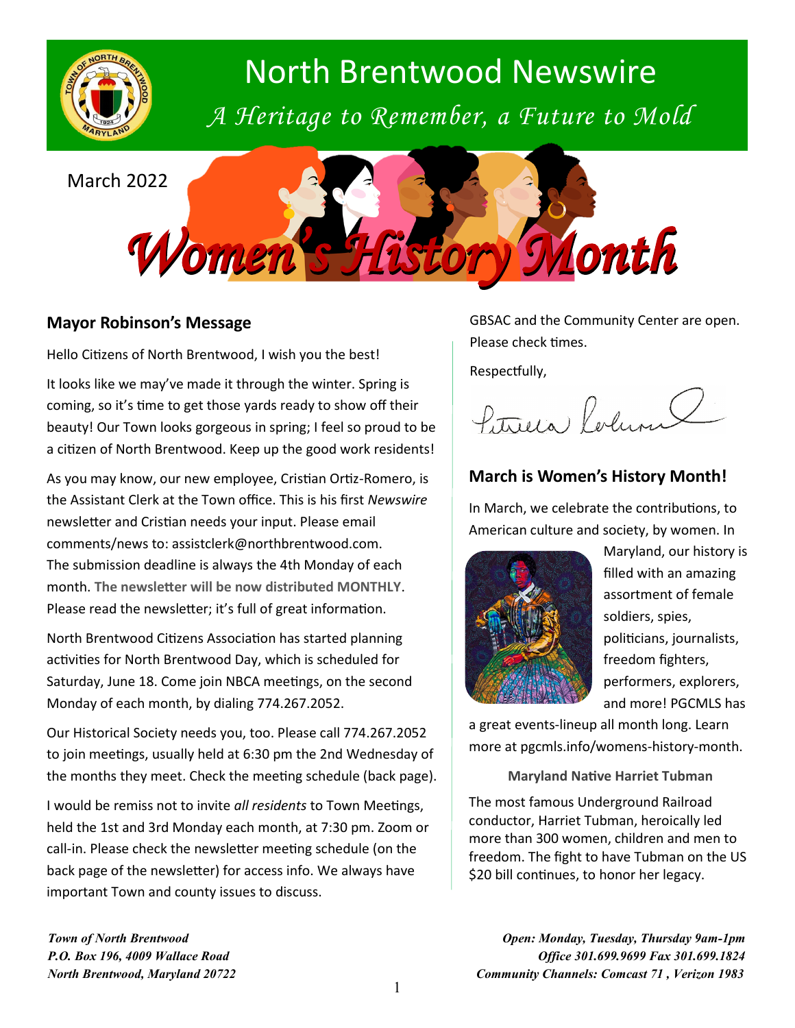# North Brentwood Newswire

*A Heritage to Remember, a Future to Mold*

March 2022

# Women's History Month

## Mayor Robinson's Message

Hello Citizens of North Brentwood, I wish you the best!

It looks like we may've made it through the winter. Spring is coming, so it's time to get those yards ready to show off their beauty! Our Town looks gorgeous in spring; I feel so proud to be a citizen of North Brentwood. Keep up the good work residents!

As you may know, our new employee, Cristian Ortiz-Romero, is the Assistant Clerk at the Town office. This is his first *Newswire* newsletter and Cristian needs your input. Please email comments/news to: assistclerk@northbrentwood.com. The submission deadline is always the 4th Monday of each month. **The newsletter will be now distributed MONTHLY**. Please read the newsletter; it's full of great information.

North Brentwood Citizens Association has started planning activities for North Brentwood Day, which is scheduled for Saturday, June 18. Come join NBCA meetings, on the second Monday of each month, by dialing 774.267.2052.

Our Historical Society needs you, too. Please call 774.267.2052 to join meetings, usually held at 6:30 pm the 2nd Wednesday of the months they meet. Check the meeting schedule (back page).

I would be remiss not to invite *all residents* to Town Meetings, held the 1st and 3rd Monday each month, at 7:30 pm. Zoom or call-in. Please check the newsletter meeting schedule (on the back page of the newsletter) for access info. We always have important Town and county issues to discuss.

GBSAC and the Community Center are open. Please check times.

Respectfully,

Patricia Robinson

## March is Women's History Month!

In March, we celebrate the contributions, to American culture and society, by women. In Maryland, our history is filled with an amazing assortment of female soldiers, spies, politicians, journalists, freedom fighters, performers, explorers, and more! PGCMLS has a great events-lineup all month long. Learn more at pgcmls.info/womens-history-month.

**Maryland Native Harriet Tubman**

The most famous Underground Railroad conductor, Harriet Tubman, heroically led more than 300 women, children and men to freedom. The fight to have Tubman on the US $20 bill continues, to honor her legacy.

***Town of North Brentwood***
***P.O. Box 196, 4009 Wallace Road***
***North Brentwood, Maryland 20722***

***Open: Monday, Tuesday, Thursday 9am-1pm***
***Office 301.699.9699 Fax 301.699.1824***
***Community Channels: Comcast 71 , Verizon 1983***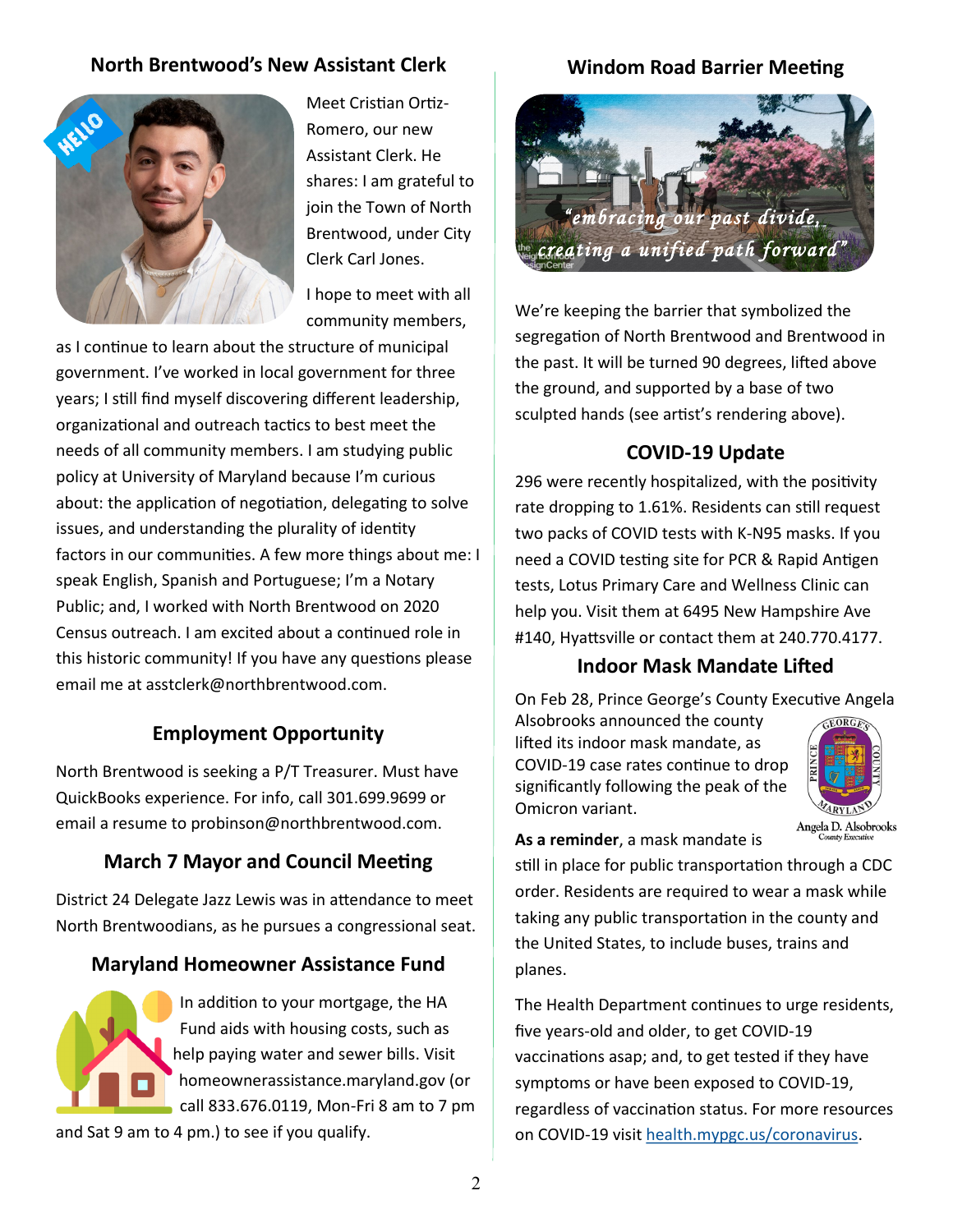## North Brentwood's New Assistant Clerk

Meet Cristian Ortiz-Romero, our new Assistant Clerk. He shares: I am grateful to join the Town of North Brentwood, under City Clerk Carl Jones.

I hope to meet with all community members, as I continue to learn about the structure of municipal government. I've worked in local government for three years; I still find myself discovering different leadership, organizational and outreach tactics to best meet the needs of all community members. I am studying public policy at University of Maryland because I'm curious about: the application of negotiation, delegating to solve issues, and understanding the plurality of identity factors in our communities. A few more things about me: I speak English, Spanish and Portuguese; I'm a Notary Public; and, I worked with North Brentwood on 2020 Census outreach. I am excited about a continued role in this historic community! If you have any questions please email me at asstclerk@northbrentwood.com.

## Employment Opportunity

North Brentwood is seeking a P/T Treasurer. Must have QuickBooks experience. For info, call 301.699.9699 or email a resume to probinson@northbrentwood.com.

## March 7 Mayor and Council Meeting

District 24 Delegate Jazz Lewis was in attendance to meet North Brentwoodians, as he pursues a congressional seat.

## Maryland Homeowner Assistance Fund

In addition to your mortgage, the HA Fund aids with housing costs, such as help paying water and sewer bills. Visit homeownerassistance.maryland.gov (or call 833.676.0119, Mon-Fri 8 am to 7 pm and Sat 9 am to 4 pm.) to see if you qualify.

## Windom Road Barrier Meeting

*"embracing our past divide, creating a unified path forward"*

We're keeping the barrier that symbolized the segregation of North Brentwood and Brentwood in the past. It will be turned 90 degrees, lifted above the ground, and supported by a base of two sculpted hands (see artist's rendering above).

## COVID-19 Update

296 were recently hospitalized, with the positivity rate dropping to 1.61%. Residents can still request two packs of COVID tests with K-N95 masks. If you need a COVID testing site for PCR & Rapid Antigen tests, Lotus Primary Care and Wellness Clinic can help you. Visit them at 6495 New Hampshire Ave #140, Hyattsville or contact them at 240.770.4177.

## Indoor Mask Mandate Lifted

On Feb 28, Prince George's County Executive Angela Alsobrooks announced the county lifted its indoor mask mandate, as COVID-19 case rates continue to drop significantly following the peak of the Omicron variant.

Angela D. Alsobrooks
County Executive

**As a reminder**, a mask mandate is still in place for public transportation through a CDC order. Residents are required to wear a mask while taking any public transportation in the county and the United States, to include buses, trains and planes.

The Health Department continues to urge residents, five years-old and older, to get COVID-19 vaccinations asap; and, to get tested if they have symptoms or have been exposed to COVID-19, regardless of vaccination status. For more resources on COVID-19 visit health.mypgc.us/coronavirus.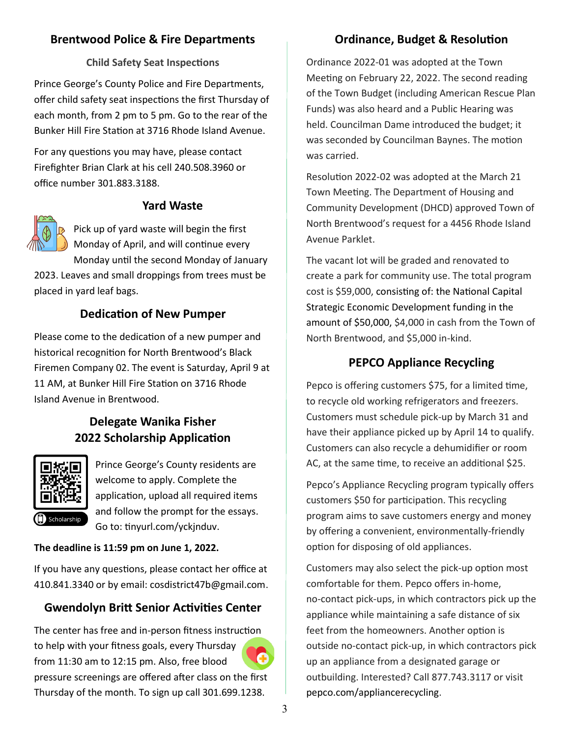## Brentwood Police & Fire Departments

### Child Safety Seat Inspections

Prince George's County Police and Fire Departments, offer child safety seat inspections the first Thursday of each month, from 2 pm to 5 pm. Go to the rear of the Bunker Hill Fire Station at 3716 Rhode Island Avenue.

For any questions you may have, please contact Firefighter Brian Clark at his cell 240.508.3960 or office number 301.883.3188.

## Yard Waste

Pick up of yard waste will begin the first Monday of April, and will continue every Monday until the second Monday of January 2023. Leaves and small droppings from trees must be placed in yard leaf bags.

## Dedication of New Pumper

Please come to the dedication of a new pumper and historical recognition for North Brentwood's Black Firemen Company 02. The event is Saturday, April 9 at 11 AM, at Bunker Hill Fire Station on 3716 Rhode Island Avenue in Brentwood.

## Delegate Wanika Fisher 2022 Scholarship Application

Scholarship

Prince George's County residents are welcome to apply. Complete the application, upload all required items and follow the prompt for the essays. Go to: tinyurl.com/yckjnduv.

**The deadline is 11:59 pm on June 1, 2022.**

If you have any questions, please contact her office at 410.841.3340 or by email: cosdistrict47b@gmail.com.

## Gwendolyn Britt Senior Activities Center

The center has free and in-person fitness instruction to help with your fitness goals, every Thursday from 11:30 am to 12:15 pm. Also, free blood pressure screenings are offered after class on the first Thursday of the month. To sign up call 301.699.1238.

## Ordinance, Budget & Resolution

Ordinance 2022-01 was adopted at the Town Meeting on February 22, 2022. The second reading of the Town Budget (including American Rescue Plan Funds) was also heard and a Public Hearing was held. Councilman Dame introduced the budget; it was seconded by Councilman Baynes. The motion was carried.

Resolution 2022-02 was adopted at the March 21 Town Meeting. The Department of Housing and Community Development (DHCD) approved Town of North Brentwood's request for a 4456 Rhode Island Avenue Parklet.

The vacant lot will be graded and renovated to create a park for community use. The total program cost is $59,000, consisting of: the National Capital Strategic Economic Development funding in the amount of $50,000, $4,000 in cash from the Town of North Brentwood, and $5,000 in-kind.

## PEPCO Appliance Recycling

Pepco is offering customers $75, for a limited time, to recycle old working refrigerators and freezers. Customers must schedule pick-up by March 31 and have their appliance picked up by April 14 to qualify. Customers can also recycle a dehumidifier or room AC, at the same time, to receive an additional $25.

Pepco's Appliance Recycling program typically offers customers $50 for participation. This recycling program aims to save customers energy and money by offering a convenient, environmentally-friendly option for disposing of old appliances.

Customers may also select the pick-up option most comfortable for them. Pepco offers in-home, no-contact pick-ups, in which contractors pick up the appliance while maintaining a safe distance of six feet from the homeowners. Another option is outside no-contact pick-up, in which contractors pick up an appliance from a designated garage or outbuilding. Interested? Call 877.743.3117 or visit pepco.com/appliancerecycling.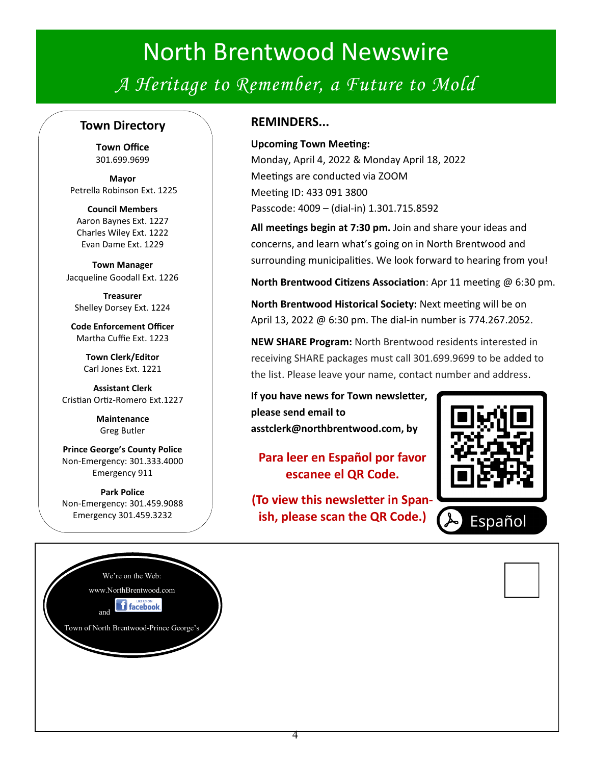# North Brentwood Newswire

*A Heritage to Remember, a Future to Mold*

## Town Directory

**Town Office**
301.699.9699

**Mayor**
Petrella Robinson Ext. 1225

**Council Members**
Aaron Baynes Ext. 1227
Charles Wiley Ext. 1222
Evan Dame Ext. 1229

**Town Manager**
Jacqueline Goodall Ext. 1226

**Treasurer**
Shelley Dorsey Ext. 1224

**Code Enforcement Officer**
Martha Cuffie Ext. 1223

**Town Clerk/Editor**
Carl Jones Ext. 1221

**Assistant Clerk**
Cristian Ortiz-Romero Ext.1227

**Maintenance**
Greg Butler

**Prince George's County Police**
Non-Emergency: 301.333.4000
Emergency 911

**Park Police**
Non-Emergency: 301.459.9088
Emergency 301.459.3232

## REMINDERS...

**Upcoming Town Meeting:**
Monday, April 4, 2022 & Monday April 18, 2022
Meetings are conducted via ZOOM
Meeting ID: 433 091 3800
Passcode: 4009 – (dial-in) 1.301.715.8592

**All meetings begin at 7:30 pm.** Join and share your ideas and concerns, and learn what's going on in North Brentwood and surrounding municipalities. We look forward to hearing from you!

**North Brentwood Citizens Association**: Apr 11 meeting @ 6:30 pm.

**North Brentwood Historical Society:** Next meeting will be on April 13, 2022 @ 6:30 pm. The dial-in number is 774.267.2052.

**NEW SHARE Program:** North Brentwood residents interested in receiving SHARE packages must call 301.699.9699 to be added to the list. Please leave your name, contact number and address.

**If you have news for Town newsletter, please send email to asstclerk@northbrentwood.com, by**

**Para leer en Español por favor escanee el QR Code.**

**(To view this newsletter in Spanish, please scan the QR Code.)**

Español

We're on the Web:
www.NorthBrentwood.com
and
Town of North Brentwood-Prince George's